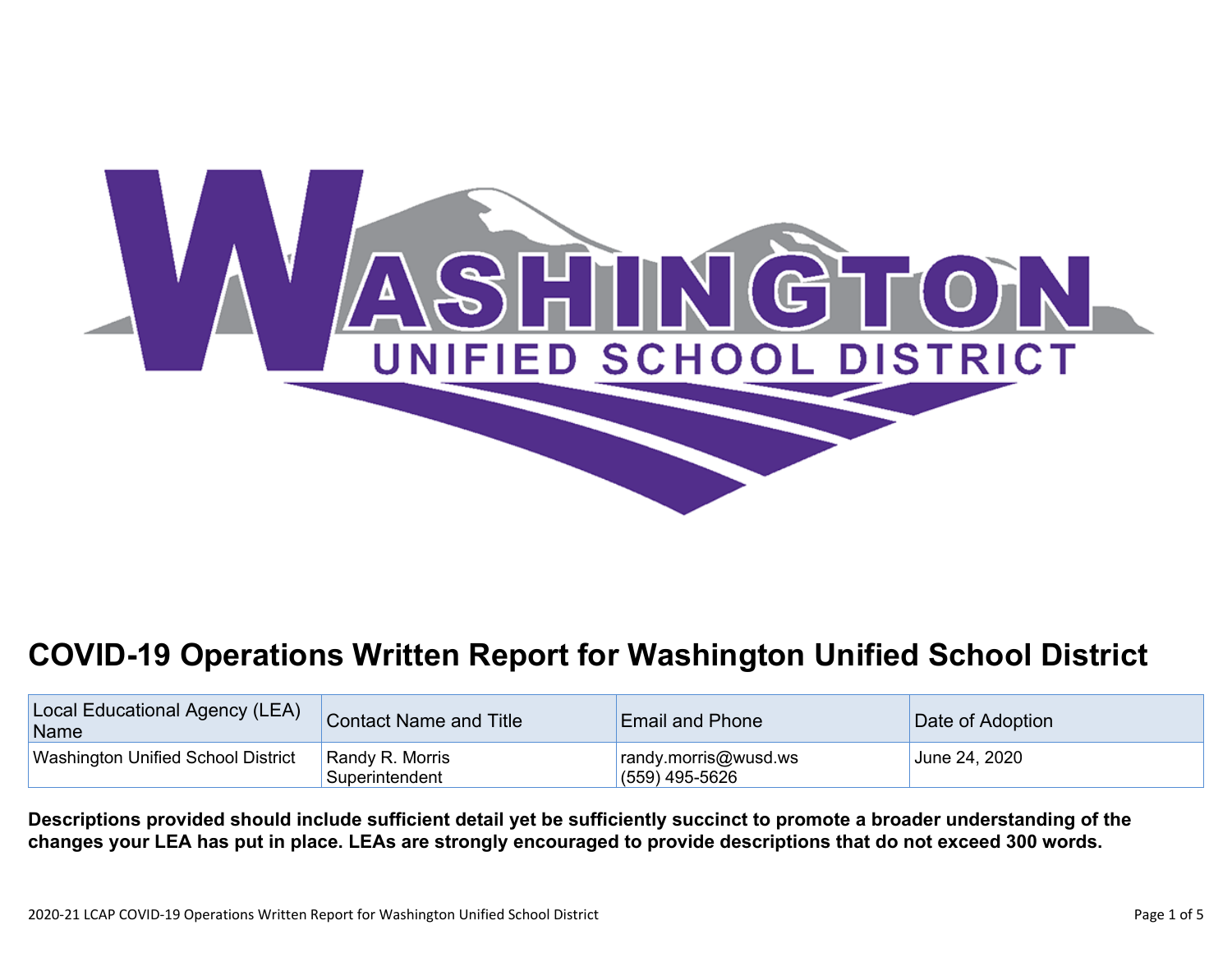# COVID-19 Operations Written Report for Washington Unified School District

| Local Educational Agency (LEA) Name | Contact Name and Title | Email and Phone | Date of Adoption |
| --- | --- | --- | --- |
| Washington Unified School District | Randy R. Morris Superintendent | randy.morris@wusd.ws (559) 495-5626 | June 24, 2020 |

**Descriptions provided should include sufficient detail yet be sufficiently succinct to promote a broader understanding of the changes your LEA has put in place. LEAs are strongly encouraged to provide descriptions that do not exceed 300 words.**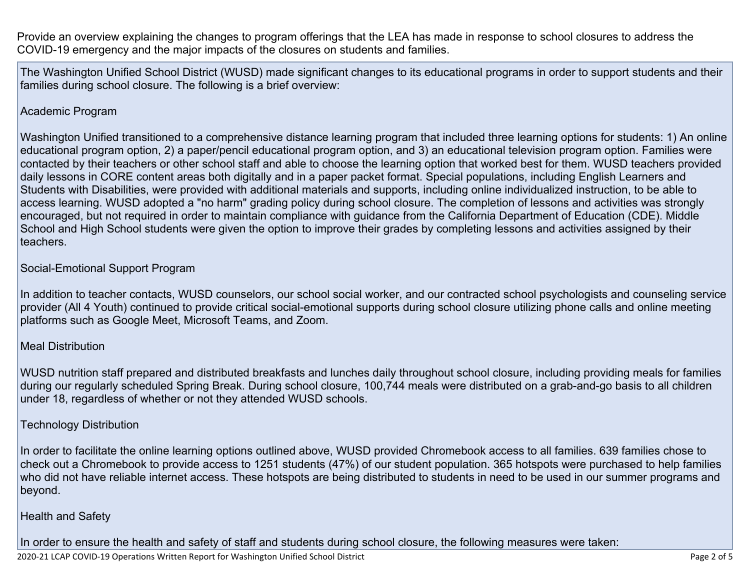Provide an overview explaining the changes to program offerings that the LEA has made in response to school closures to address the COVID-19 emergency and the major impacts of the closures on students and families.

The Washington Unified School District (WUSD) made significant changes to its educational programs in order to support students and their families during school closure. The following is a brief overview:

### Academic Program

Washington Unified transitioned to a comprehensive distance learning program that included three learning options for students: 1) An online educational program option, 2) a paper/pencil educational program option, and 3) an educational television program option. Families were contacted by their teachers or other school staff and able to choose the learning option that worked best for them. WUSD teachers provided daily lessons in CORE content areas both digitally and in a paper packet format. Special populations, including English Learners and Students with Disabilities, were provided with additional materials and supports, including online individualized instruction, to be able to access learning. WUSD adopted a "no harm" grading policy during school closure. The completion of lessons and activities was strongly encouraged, but not required in order to maintain compliance with guidance from the California Department of Education (CDE). Middle School and High School students were given the option to improve their grades by completing lessons and activities assigned by their teachers.

### Social-Emotional Support Program

In addition to teacher contacts, WUSD counselors, our school social worker, and our contracted school psychologists and counseling service provider (All 4 Youth) continued to provide critical social-emotional supports during school closure utilizing phone calls and online meeting platforms such as Google Meet, Microsoft Teams, and Zoom.

### Meal Distribution

WUSD nutrition staff prepared and distributed breakfasts and lunches daily throughout school closure, including providing meals for families during our regularly scheduled Spring Break. During school closure, 100,744 meals were distributed on a grab-and-go basis to all children under 18, regardless of whether or not they attended WUSD schools.

### Technology Distribution

In order to facilitate the online learning options outlined above, WUSD provided Chromebook access to all families. 639 families chose to check out a Chromebook to provide access to 1251 students (47%) of our student population. 365 hotspots were purchased to help families who did not have reliable internet access. These hotspots are being distributed to students in need to be used in our summer programs and beyond.

### Health and Safety

In order to ensure the health and safety of staff and students during school closure, the following measures were taken: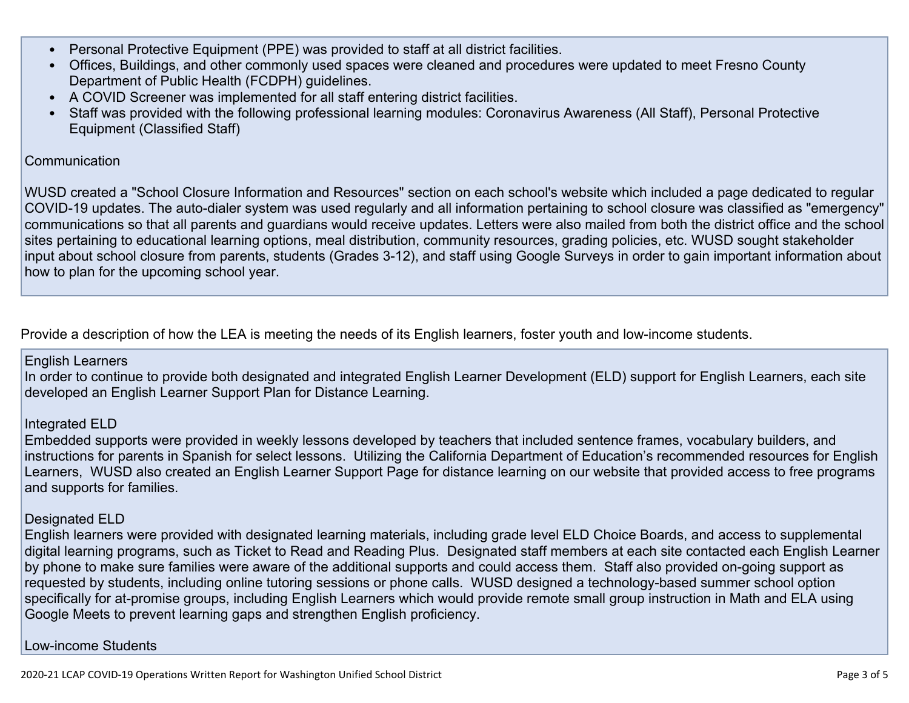- Personal Protective Equipment (PPE) was provided to staff at all district facilities.
- Offices, Buildings, and other commonly used spaces were cleaned and procedures were updated to meet Fresno County Department of Public Health (FCDPH) guidelines.
- A COVID Screener was implemented for all staff entering district facilities.
- Staff was provided with the following professional learning modules: Coronavirus Awareness (All Staff), Personal Protective Equipment (Classified Staff)

Communication

WUSD created a "School Closure Information and Resources" section on each school's website which included a page dedicated to regular COVID-19 updates. The auto-dialer system was used regularly and all information pertaining to school closure was classified as "emergency" communications so that all parents and guardians would receive updates. Letters were also mailed from both the district office and the school sites pertaining to educational learning options, meal distribution, community resources, grading policies, etc. WUSD sought stakeholder input about school closure from parents, students (Grades 3-12), and staff using Google Surveys in order to gain important information about how to plan for the upcoming school year.

Provide a description of how the LEA is meeting the needs of its English learners, foster youth and low-income students.

English Learners
In order to continue to provide both designated and integrated English Learner Development (ELD) support for English Learners, each site developed an English Learner Support Plan for Distance Learning.

Integrated ELD
Embedded supports were provided in weekly lessons developed by teachers that included sentence frames, vocabulary builders, and instructions for parents in Spanish for select lessons. Utilizing the California Department of Education's recommended resources for English Learners, WUSD also created an English Learner Support Page for distance learning on our website that provided access to free programs and supports for families.

Designated ELD
English learners were provided with designated learning materials, including grade level ELD Choice Boards, and access to supplemental digital learning programs, such as Ticket to Read and Reading Plus. Designated staff members at each site contacted each English Learner by phone to make sure families were aware of the additional supports and could access them. Staff also provided on-going support as requested by students, including online tutoring sessions or phone calls. WUSD designed a technology-based summer school option specifically for at-promise groups, including English Learners which would provide remote small group instruction in Math and ELA using Google Meets to prevent learning gaps and strengthen English proficiency.

Low-income Students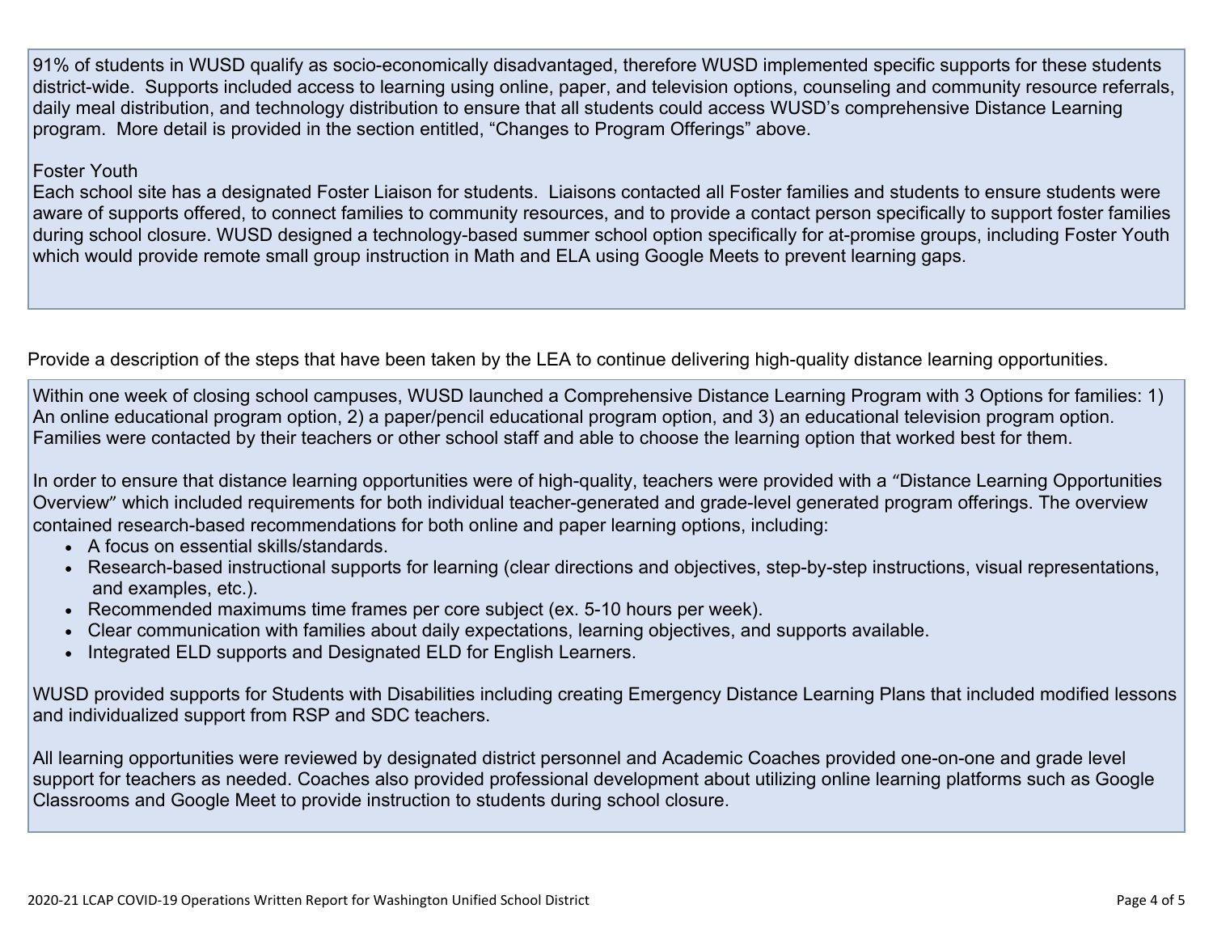91% of students in WUSD qualify as socio-economically disadvantaged, therefore WUSD implemented specific supports for these students district-wide. Supports included access to learning using online, paper, and television options, counseling and community resource referrals, daily meal distribution, and technology distribution to ensure that all students could access WUSD's comprehensive Distance Learning program. More detail is provided in the section entitled, "Changes to Program Offerings" above.

Foster Youth
Each school site has a designated Foster Liaison for students. Liaisons contacted all Foster families and students to ensure students were aware of supports offered, to connect families to community resources, and to provide a contact person specifically to support foster families during school closure. WUSD designed a technology-based summer school option specifically for at-promise groups, including Foster Youth which would provide remote small group instruction in Math and ELA using Google Meets to prevent learning gaps.

Provide a description of the steps that have been taken by the LEA to continue delivering high-quality distance learning opportunities.

Within one week of closing school campuses, WUSD launched a Comprehensive Distance Learning Program with 3 Options for families: 1) An online educational program option, 2) a paper/pencil educational program option, and 3) an educational television program option. Families were contacted by their teachers or other school staff and able to choose the learning option that worked best for them.

In order to ensure that distance learning opportunities were of high-quality, teachers were provided with a "Distance Learning Opportunities Overview" which included requirements for both individual teacher-generated and grade-level generated program offerings. The overview contained research-based recommendations for both online and paper learning options, including:

- A focus on essential skills/standards.
- Research-based instructional supports for learning (clear directions and objectives, step-by-step instructions, visual representations, and examples, etc.).
- Recommended maximums time frames per core subject (ex. 5-10 hours per week).
- Clear communication with families about daily expectations, learning objectives, and supports available.
- Integrated ELD supports and Designated ELD for English Learners.

WUSD provided supports for Students with Disabilities including creating Emergency Distance Learning Plans that included modified lessons and individualized support from RSP and SDC teachers.

All learning opportunities were reviewed by designated district personnel and Academic Coaches provided one-on-one and grade level support for teachers as needed. Coaches also provided professional development about utilizing online learning platforms such as Google Classrooms and Google Meet to provide instruction to students during school closure.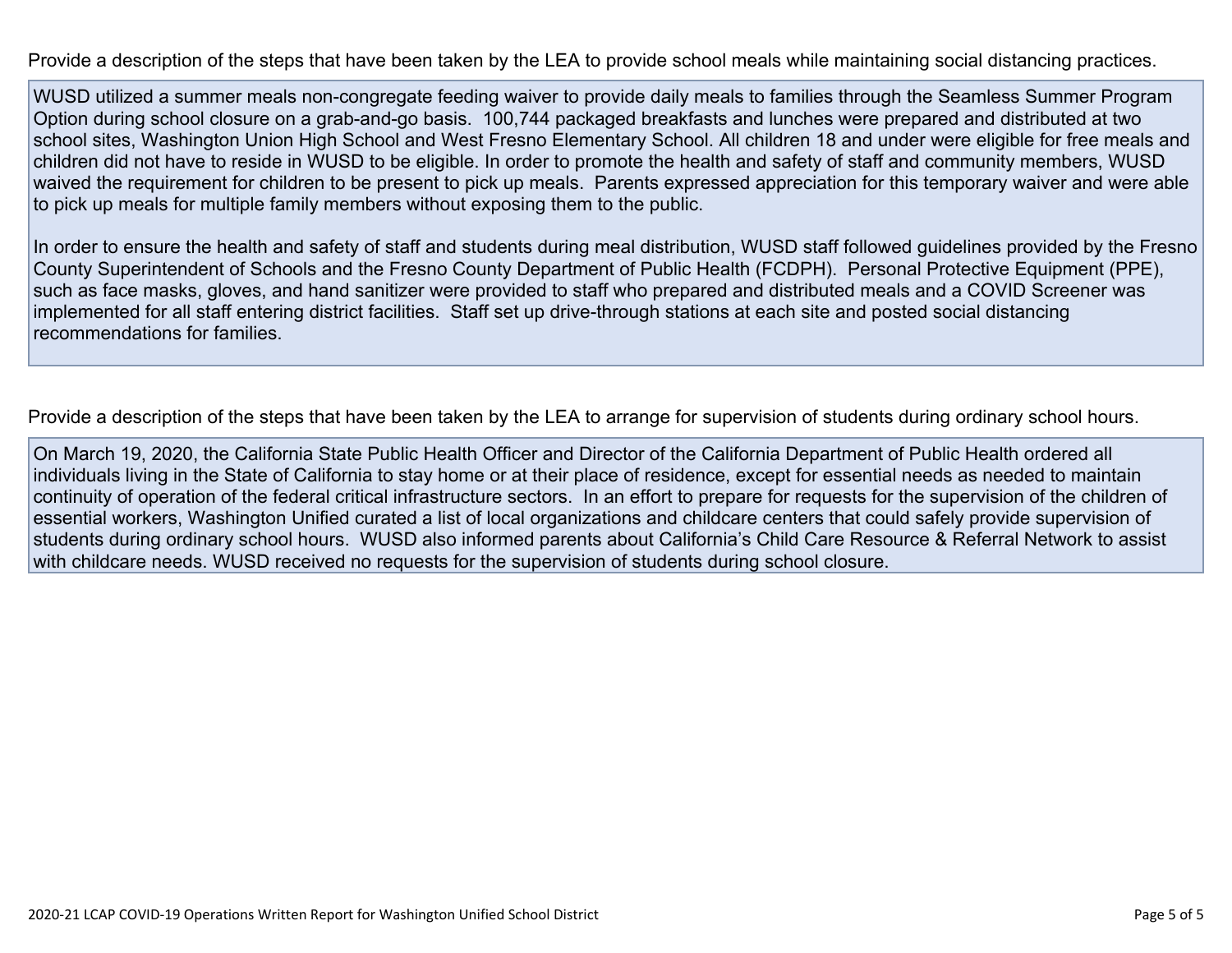Provide a description of the steps that have been taken by the LEA to provide school meals while maintaining social distancing practices.

WUSD utilized a summer meals non-congregate feeding waiver to provide daily meals to families through the Seamless Summer Program Option during school closure on a grab-and-go basis. 100,744 packaged breakfasts and lunches were prepared and distributed at two school sites, Washington Union High School and West Fresno Elementary School. All children 18 and under were eligible for free meals and children did not have to reside in WUSD to be eligible. In order to promote the health and safety of staff and community members, WUSD waived the requirement for children to be present to pick up meals. Parents expressed appreciation for this temporary waiver and were able to pick up meals for multiple family members without exposing them to the public.

In order to ensure the health and safety of staff and students during meal distribution, WUSD staff followed guidelines provided by the Fresno County Superintendent of Schools and the Fresno County Department of Public Health (FCDPH). Personal Protective Equipment (PPE), such as face masks, gloves, and hand sanitizer were provided to staff who prepared and distributed meals and a COVID Screener was implemented for all staff entering district facilities. Staff set up drive-through stations at each site and posted social distancing recommendations for families.

Provide a description of the steps that have been taken by the LEA to arrange for supervision of students during ordinary school hours.

On March 19, 2020, the California State Public Health Officer and Director of the California Department of Public Health ordered all individuals living in the State of California to stay home or at their place of residence, except for essential needs as needed to maintain continuity of operation of the federal critical infrastructure sectors. In an effort to prepare for requests for the supervision of the children of essential workers, Washington Unified curated a list of local organizations and childcare centers that could safely provide supervision of students during ordinary school hours. WUSD also informed parents about California's Child Care Resource & Referral Network to assist with childcare needs. WUSD received no requests for the supervision of students during school closure.